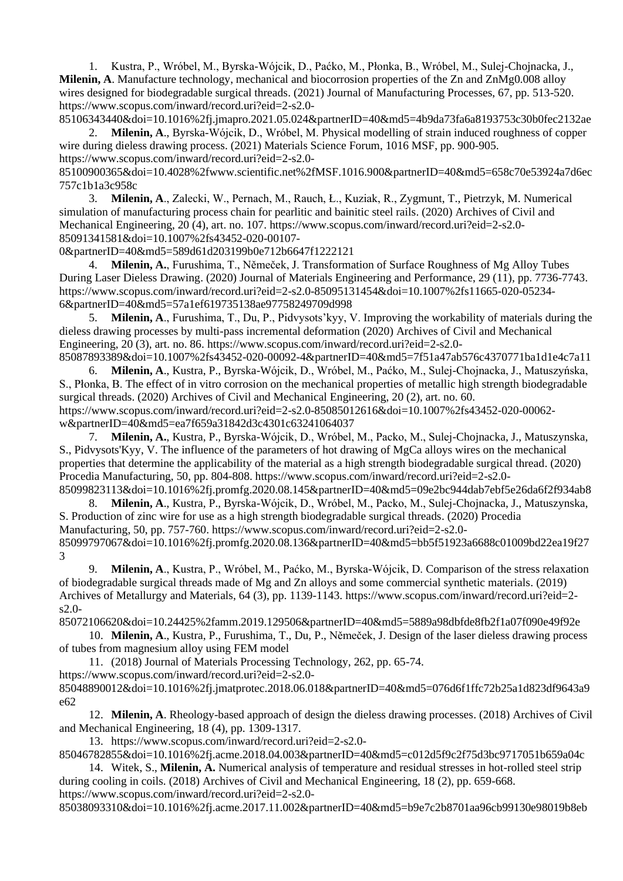1. Kustra, P., Wróbel, M., Byrska-Wójcik, D., Paćko, M., Płonka, B., Wróbel, M., Sulej-Chojnacka, J., **Milenin, A**. Manufacture technology, mechanical and biocorrosion properties of the Zn and ZnMg0.008 alloy wires designed for biodegradable surgical threads. (2021) Journal of Manufacturing Processes, 67, pp. 513-520. https://www.scopus.com/inward/record.uri?eid=2-s2.0-85106343440&doi=10.1016%2fj.jmapro.2021.05.024&partnerID=40&md5=4b9da73fa6a8193753c30b0fec2132ae
2. **Milenin, A**., Byrska-Wójcik, D., Wróbel, M. Physical modelling of strain induced roughness of copper wire during dieless drawing process. (2021) Materials Science Forum, 1016 MSF, pp. 900-905. https://www.scopus.com/inward/record.uri?eid=2-s2.0-85100900365&doi=10.4028%2fwww.scientific.net%2fMSF.1016.900&partnerID=40&md5=658c70e53924a7d6ec757c1b1a3c958c
3. **Milenin, A**., Zalecki, W., Pernach, M., Rauch, Ł., Kuziak, R., Zygmunt, T., Pietrzyk, M. Numerical simulation of manufacturing process chain for pearlitic and bainitic steel rails. (2020) Archives of Civil and Mechanical Engineering, 20 (4), art. no. 107. https://www.scopus.com/inward/record.uri?eid=2-s2.0-85091341581&doi=10.1007%2fs43452-020-00107-0&partnerID=40&md5=589d61d203199b0e712b6647f1222121
4. **Milenin, A.**, Furushima, T., Němeček, J. Transformation of Surface Roughness of Mg Alloy Tubes During Laser Dieless Drawing. (2020) Journal of Materials Engineering and Performance, 29 (11), pp. 7736-7743. https://www.scopus.com/inward/record.uri?eid=2-s2.0-85095131454&doi=10.1007%2fs11665-020-05234-6&partnerID=40&md5=57a1ef619735138ae97758249709d998
5. **Milenin, A**., Furushima, T., Du, P., Pidvysots'kyy, V. Improving the workability of materials during the dieless drawing processes by multi-pass incremental deformation (2020) Archives of Civil and Mechanical Engineering, 20 (3), art. no. 86. https://www.scopus.com/inward/record.uri?eid=2-s2.0-85087893389&doi=10.1007%2fs43452-020-00092-4&partnerID=40&md5=7f51a47ab576c4370771ba1d1e4c7a11
6. **Milenin, A**., Kustra, P., Byrska-Wójcik, D., Wróbel, M., Paćko, M., Sulej-Chojnacka, J., Matuszyńska, S., Płonka, B. The effect of in vitro corrosion on the mechanical properties of metallic high strength biodegradable surgical threads. (2020) Archives of Civil and Mechanical Engineering, 20 (2), art. no. 60. https://www.scopus.com/inward/record.uri?eid=2-s2.0-85085012616&doi=10.1007%2fs43452-020-00062-w&partnerID=40&md5=ea7f659a31842d3c4301c63241064037
7. **Milenin, A.**, Kustra, P., Byrska-Wójcik, D., Wróbel, M., Packo, M., Sulej-Chojnacka, J., Matuszynska, S., Pidvysots'Kyy, V. The influence of the parameters of hot drawing of MgCa alloys wires on the mechanical properties that determine the applicability of the material as a high strength biodegradable surgical thread. (2020) Procedia Manufacturing, 50, pp. 804-808. https://www.scopus.com/inward/record.uri?eid=2-s2.0-85099823113&doi=10.1016%2fj.promfg.2020.08.145&partnerID=40&md5=09e2bc944dab7ebf5e26da6f2f934ab8
8. **Milenin, A**., Kustra, P., Byrska-Wójcik, D., Wróbel, M., Packo, M., Sulej-Chojnacka, J., Matuszynska, S. Production of zinc wire for use as a high strength biodegradable surgical threads. (2020) Procedia Manufacturing, 50, pp. 757-760. https://www.scopus.com/inward/record.uri?eid=2-s2.0-85099797067&doi=10.1016%2fj.promfg.2020.08.136&partnerID=40&md5=bb5f51923a6688c01009bd22ea19f273
9. **Milenin, A**., Kustra, P., Wróbel, M., Paćko, M., Byrska-Wójcik, D. Comparison of the stress relaxation of biodegradable surgical threads made of Mg and Zn alloys and some commercial synthetic materials. (2019) Archives of Metallurgy and Materials, 64 (3), pp. 1139-1143. https://www.scopus.com/inward/record.uri?eid=2-s2.0-85072106620&doi=10.24425%2famm.2019.129506&partnerID=40&md5=5889a98dbfde8fb2f1a07f090e49f92e
10. **Milenin, A**., Kustra, P., Furushima, T., Du, P., Němeček, J. Design of the laser dieless drawing process of tubes from magnesium alloy using FEM model
11. (2018) Journal of Materials Processing Technology, 262, pp. 65-74. https://www.scopus.com/inward/record.uri?eid=2-s2.0-85048890012&doi=10.1016%2fj.jmatprotec.2018.06.018&partnerID=40&md5=076d6f1ffc72b25a1d823df9643a9e62
12. **Milenin, A**. Rheology-based approach of design the dieless drawing processes. (2018) Archives of Civil and Mechanical Engineering, 18 (4), pp. 1309-1317.
13. https://www.scopus.com/inward/record.uri?eid=2-s2.0-85046782855&doi=10.1016%2fj.acme.2018.04.003&partnerID=40&md5=c012d5f9c2f75d3bc9717051b659a04c
14. Witek, S., **Milenin, A.** Numerical analysis of temperature and residual stresses in hot-rolled steel strip during cooling in coils. (2018) Archives of Civil and Mechanical Engineering, 18 (2), pp. 659-668. https://www.scopus.com/inward/record.uri?eid=2-s2.0-85038093310&doi=10.1016%2fj.acme.2017.11.002&partnerID=40&md5=b9e7c2b8701aa96cb99130e98019b8eb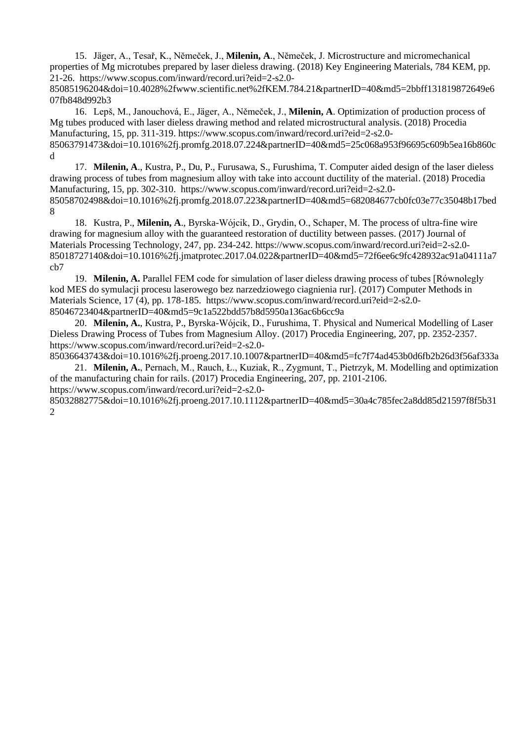15. Jäger, A., Tesař, K., Němeček, J., **Milenin, A**., Němeček, J. Microstructure and micromechanical properties of Mg microtubes prepared by laser dieless drawing. (2018) Key Engineering Materials, 784 KEM, pp. 21-26. https://www.scopus.com/inward/record.uri?eid=2-s2.0-85085196204&doi=10.4028%2fwww.scientific.net%2fKEM.784.21&partnerID=40&md5=2bbff131819872649e607fb848d992b3

16. Lepš, M., Janouchová, E., Jäger, A., Němeček, J., **Milenin, A**. Optimization of production process of Mg tubes produced with laser dieless drawing method and related microstructural analysis. (2018) Procedia Manufacturing, 15, pp. 311-319. https://www.scopus.com/inward/record.uri?eid=2-s2.0-85063791473&doi=10.1016%2fj.promfg.2018.07.224&partnerID=40&md5=25c068a953f96695c609b5ea16b860cd

17. **Milenin, A**., Kustra, P., Du, P., Furusawa, S., Furushima, T. Computer aided design of the laser dieless drawing process of tubes from magnesium alloy with take into account ductility of the material. (2018) Procedia Manufacturing, 15, pp. 302-310. https://www.scopus.com/inward/record.uri?eid=2-s2.0-85058702498&doi=10.1016%2fj.promfg.2018.07.223&partnerID=40&md5=682084677cb0fc03e77c35048b17bed8

18. Kustra, P., **Milenin, A**., Byrska-Wójcik, D., Grydin, O., Schaper, M. The process of ultra-fine wire drawing for magnesium alloy with the guaranteed restoration of ductility between passes. (2017) Journal of Materials Processing Technology, 247, pp. 234-242. https://www.scopus.com/inward/record.uri?eid=2-s2.0-85018727140&doi=10.1016%2fj.jmatprotec.2017.04.022&partnerID=40&md5=72f6ee6c9fc428932ac91a04111a7cb7

19. **Milenin, A.** Parallel FEM code for simulation of laser dieless drawing process of tubes [Równolegly kod MES do symulacji procesu laserowego bez narzedziowego ciagnienia rur]. (2017) Computer Methods in Materials Science, 17 (4), pp. 178-185. https://www.scopus.com/inward/record.uri?eid=2-s2.0-85046723404&partnerID=40&md5=9c1a522bdd57b8d5950a136ac6b6cc9a

20. **Milenin, A.**, Kustra, P., Byrska-Wójcik, D., Furushima, T. Physical and Numerical Modelling of Laser Dieless Drawing Process of Tubes from Magnesium Alloy. (2017) Procedia Engineering, 207, pp. 2352-2357. https://www.scopus.com/inward/record.uri?eid=2-s2.0-85036643743&doi=10.1016%2fj.proeng.2017.10.1007&partnerID=40&md5=fc7f74ad453b0d6fb2b26d3f56af333a

21. **Milenin, A.**, Pernach, M., Rauch, Ł., Kuziak, R., Zygmunt, T., Pietrzyk, M. Modelling and optimization of the manufacturing chain for rails. (2017) Procedia Engineering, 207, pp. 2101-2106. https://www.scopus.com/inward/record.uri?eid=2-s2.0-85032882775&doi=10.1016%2fj.proeng.2017.10.1112&partnerID=40&md5=30a4c785fec2a8dd85d21597f8f5b312